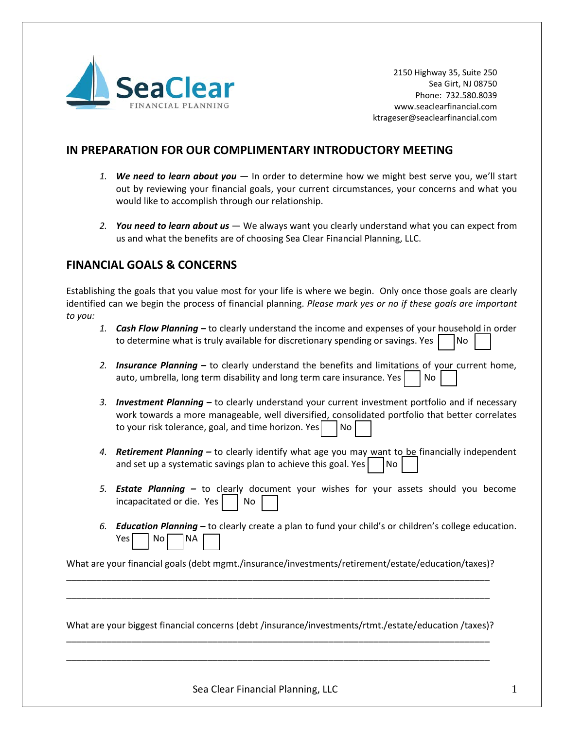SeaClear FINANCIAL PLANNING

2150 Highway 35, Suite 250
Sea Girt, NJ 08750
Phone: 732.580.8039
www.seaclearfinancial.com
ktrageser@seaclearfinancial.com

## IN PREPARATION FOR OUR COMPLIMENTARY INTRODUCTORY MEETING

1. ***We need to learn about you*** — In order to determine how we might best serve you, we'll start out by reviewing your financial goals, your current circumstances, your concerns and what you would like to accomplish through our relationship.

2. ***You need to learn about us*** — We always want you clearly understand what you can expect from us and what the benefits are of choosing Sea Clear Financial Planning, LLC.

## FINANCIAL GOALS & CONCERNS

Establishing the goals that you value most for your life is where we begin. Only once those goals are clearly identified can we begin the process of financial planning. *Please mark yes or no if these goals are important to you:*

1. ***Cash Flow Planning*** **–** to clearly understand the income and expenses of your household in order to determine what is truly available for discretionary spending or savings. Yes ☐ No ☐

2. ***Insurance Planning*** **–** to clearly understand the benefits and limitations of your current home, auto, umbrella, long term disability and long term care insurance. Yes ☐ No ☐

3. ***Investment Planning*** **–** to clearly understand your current investment portfolio and if necessary work towards a more manageable, well diversified, consolidated portfolio that better correlates to your risk tolerance, goal, and time horizon. Yes ☐ No ☐

4. ***Retirement Planning*** **–** to clearly identify what age you may want to be financially independent and set up a systematic savings plan to achieve this goal. Yes ☐ No ☐

5. ***Estate Planning*** **–** to clearly document your wishes for your assets should you become incapacitated or die. Yes ☐ No ☐

6. ***Education Planning*** **–** to clearly create a plan to fund your child's or children's college education. Yes ☐ No ☐ NA ☐

What are your financial goals (debt mgmt./insurance/investments/retirement/estate/education/taxes)?

\_\_\_\_\_\_\_\_\_\_\_\_\_\_\_\_\_\_\_\_\_\_\_\_\_\_\_\_\_\_\_\_\_\_\_\_\_\_\_\_\_\_\_\_\_\_\_\_\_\_\_\_\_\_\_\_\_\_\_\_\_\_\_\_\_\_\_\_\_\_\_\_\_\_\_\_\_\_

\_\_\_\_\_\_\_\_\_\_\_\_\_\_\_\_\_\_\_\_\_\_\_\_\_\_\_\_\_\_\_\_\_\_\_\_\_\_\_\_\_\_\_\_\_\_\_\_\_\_\_\_\_\_\_\_\_\_\_\_\_\_\_\_\_\_\_\_\_\_\_\_\_\_\_\_\_\_

What are your biggest financial concerns (debt /insurance/investments/rtmt./estate/education /taxes)?

\_\_\_\_\_\_\_\_\_\_\_\_\_\_\_\_\_\_\_\_\_\_\_\_\_\_\_\_\_\_\_\_\_\_\_\_\_\_\_\_\_\_\_\_\_\_\_\_\_\_\_\_\_\_\_\_\_\_\_\_\_\_\_\_\_\_\_\_\_\_\_\_\_\_\_\_\_\_

\_\_\_\_\_\_\_\_\_\_\_\_\_\_\_\_\_\_\_\_\_\_\_\_\_\_\_\_\_\_\_\_\_\_\_\_\_\_\_\_\_\_\_\_\_\_\_\_\_\_\_\_\_\_\_\_\_\_\_\_\_\_\_\_\_\_\_\_\_\_\_\_\_\_\_\_\_\_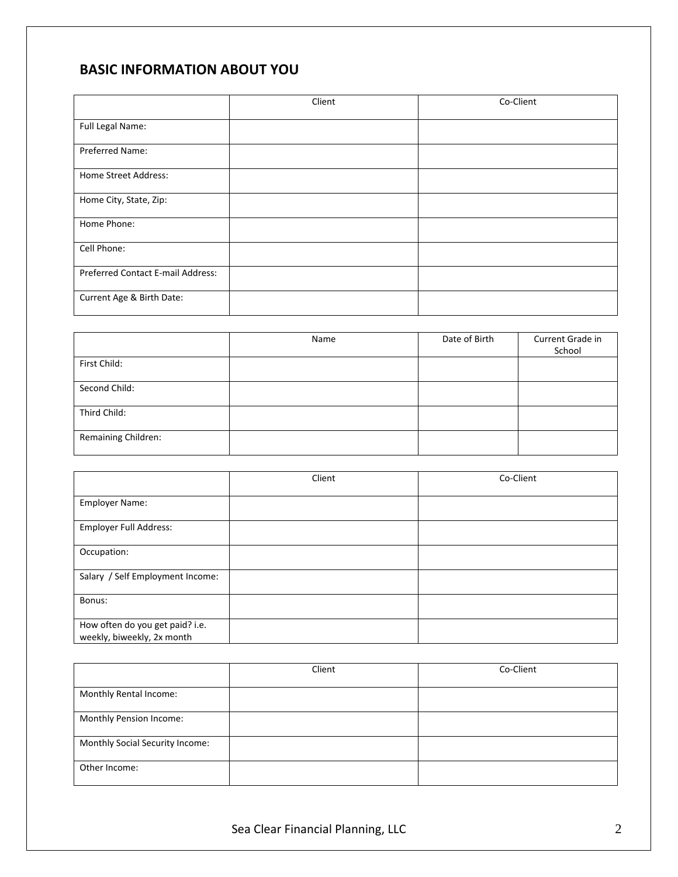## BASIC INFORMATION ABOUT YOU

| | Client | Co-Client |
|---|---|---|
| Full Legal Name: | | |
| Preferred Name: | | |
| Home Street Address: | | |
| Home City, State, Zip: | | |
| Home Phone: | | |
| Cell Phone: | | |
| Preferred Contact E-mail Address: | | |
| Current Age & Birth Date: | | |

| | Name | Date of Birth | Current Grade in School |
|---|---|---|---|
| First Child: | | | |
| Second Child: | | | |
| Third Child: | | | |
| Remaining Children: | | | |

| | Client | Co-Client |
|---|---|---|
| Employer Name: | | |
| Employer Full Address: | | |
| Occupation: | | |
| Salary / Self Employment Income: | | |
| Bonus: | | |
| How often do you get paid? i.e. weekly, biweekly, 2x month | | |

| | Client | Co-Client |
|---|---|---|
| Monthly Rental Income: | | |
| Monthly Pension Income: | | |
| Monthly Social Security Income: | | |
| Other Income: | | |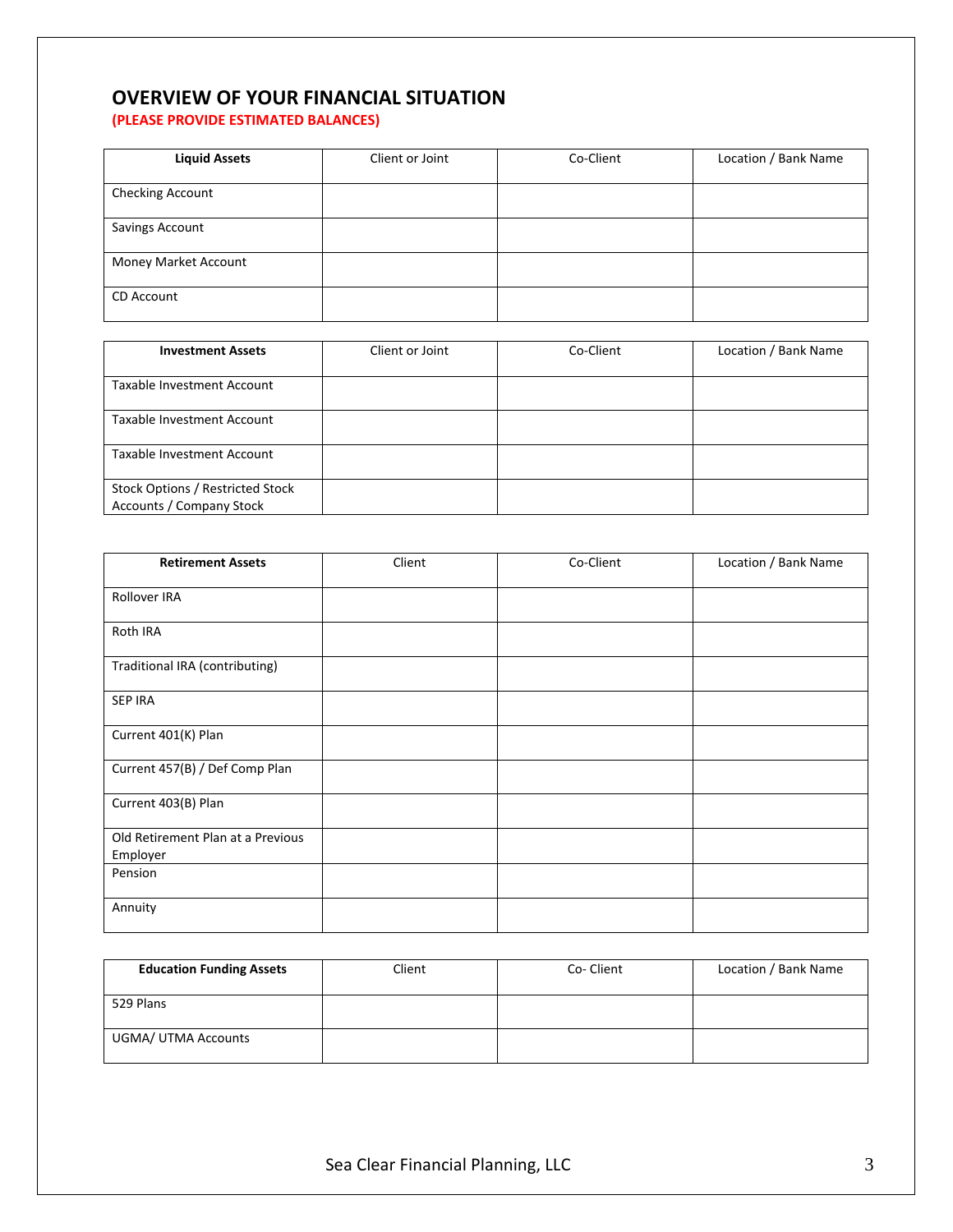## OVERVIEW OF YOUR FINANCIAL SITUATION

**(PLEASE PROVIDE ESTIMATED BALANCES)**

| **Liquid Assets** | Client or Joint | Co-Client | Location / Bank Name |
|---|---|---|---|
| Checking Account | | | |
| Savings Account | | | |
| Money Market Account | | | |
| CD Account | | | |

| **Investment Assets** | Client or Joint | Co-Client | Location / Bank Name |
|---|---|---|---|
| Taxable Investment Account | | | |
| Taxable Investment Account | | | |
| Taxable Investment Account | | | |
| Stock Options / Restricted Stock Accounts / Company Stock | | | |

| **Retirement Assets** | Client | Co-Client | Location / Bank Name |
|---|---|---|---|
| Rollover IRA | | | |
| Roth IRA | | | |
| Traditional IRA (contributing) | | | |
| SEP IRA | | | |
| Current 401(K) Plan | | | |
| Current 457(B) / Def Comp Plan | | | |
| Current 403(B) Plan | | | |
| Old Retirement Plan at a Previous Employer | | | |
| Pension | | | |
| Annuity | | | |

| **Education Funding Assets** | Client | Co- Client | Location / Bank Name |
|---|---|---|---|
| 529 Plans | | | |
| UGMA/ UTMA Accounts | | | |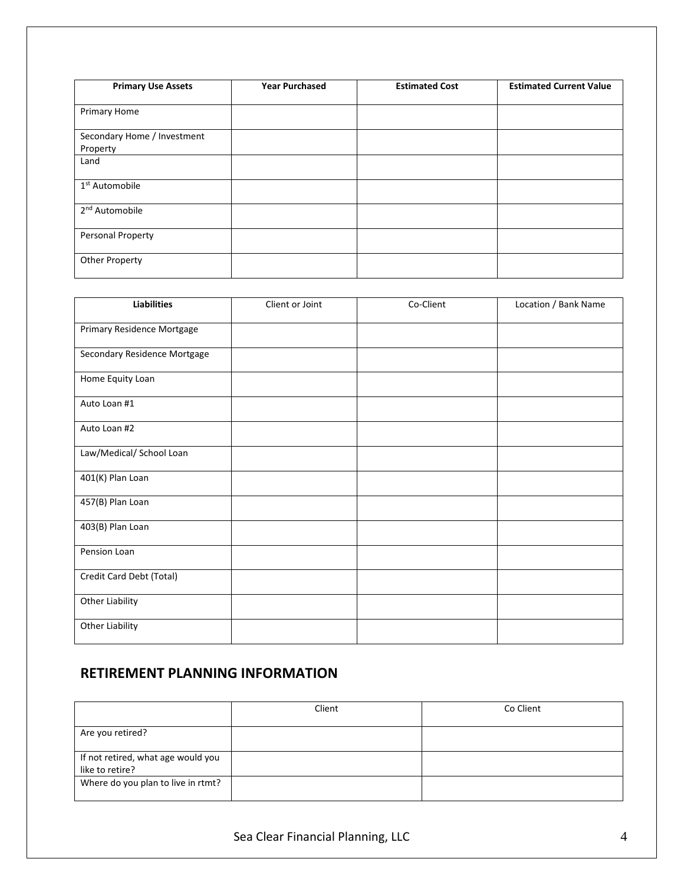| **Primary Use Assets** | **Year Purchased** | **Estimated Cost** | **Estimated Current Value** |
|---|---|---|---|
| Primary Home | | | |
| Secondary Home / Investment Property | | | |
| Land | | | |
| 1st Automobile | | | |
| 2nd Automobile | | | |
| Personal Property | | | |
| Other Property | | | |

| **Liabilities** | Client or Joint | Co-Client | Location / Bank Name |
|---|---|---|---|
| Primary Residence Mortgage | | | |
| Secondary Residence Mortgage | | | |
| Home Equity Loan | | | |
| Auto Loan #1 | | | |
| Auto Loan #2 | | | |
| Law/Medical/ School Loan | | | |
| 401(K) Plan Loan | | | |
| 457(B) Plan Loan | | | |
| 403(B) Plan Loan | | | |
| Pension Loan | | | |
| Credit Card Debt (Total) | | | |
| Other Liability | | | |
| Other Liability | | | |

## RETIREMENT PLANNING INFORMATION

| | Client | Co Client |
|---|---|---|
| Are you retired? | | |
| If not retired, what age would you like to retire? | | |
| Where do you plan to live in rtmt? | | |

Sea Clear Financial Planning, LLC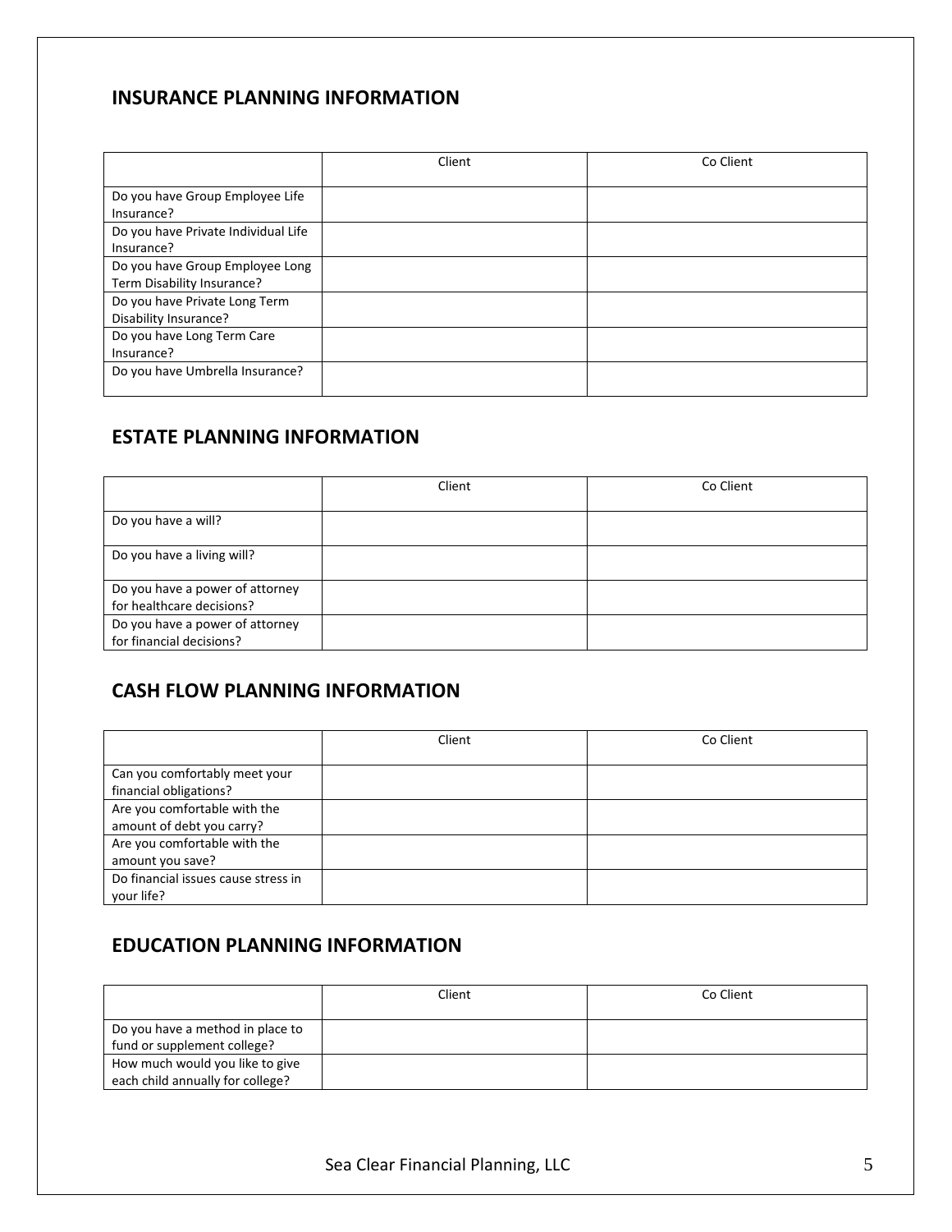## INSURANCE PLANNING INFORMATION

| | Client | Co Client |
|---|---|---|
| Do you have Group Employee Life Insurance? | | |
| Do you have Private Individual Life Insurance? | | |
| Do you have Group Employee Long Term Disability Insurance? | | |
| Do you have Private Long Term Disability Insurance? | | |
| Do you have Long Term Care Insurance? | | |
| Do you have Umbrella Insurance? | | |

## ESTATE PLANNING INFORMATION

| | Client | Co Client |
|---|---|---|
| Do you have a will? | | |
| Do you have a living will? | | |
| Do you have a power of attorney for healthcare decisions? | | |
| Do you have a power of attorney for financial decisions? | | |

## CASH FLOW PLANNING INFORMATION

| | Client | Co Client |
|---|---|---|
| Can you comfortably meet your financial obligations? | | |
| Are you comfortable with the amount of debt you carry? | | |
| Are you comfortable with the amount you save? | | |
| Do financial issues cause stress in your life? | | |

## EDUCATION PLANNING INFORMATION

| | Client | Co Client |
|---|---|---|
| Do you have a method in place to fund or supplement college? | | |
| How much would you like to give each child annually for college? | | |